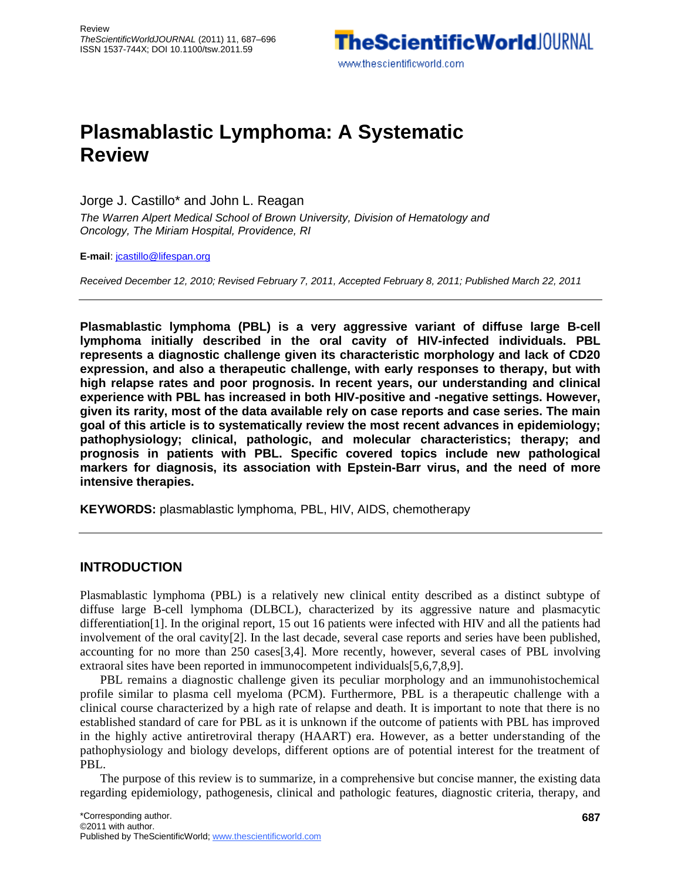Review

*TheScientificWorldJOURNAL* (2011) 11, 687–696

ISSN 1537-744X; DOI 10.1100/tsw.2011.59

# Plasmablastic Lymphoma: A Systematic Review

Jorge J. Castillo* and John L. Reagan

*The Warren Alpert Medical School of Brown University, Division of Hematology and Oncology, The Miriam Hospital, Providence, RI*

**E-mail**: jcastillo@lifespan.org

*Received December 12, 2010; Revised February 7, 2011, Accepted February 8, 2011; Published March 22, 2011*

---

**Plasmablastic lymphoma (PBL) is a very aggressive variant of diffuse large B-cell lymphoma initially described in the oral cavity of HIV-infected individuals. PBL represents a diagnostic challenge given its characteristic morphology and lack of CD20 expression, and also a therapeutic challenge, with early responses to therapy, but with high relapse rates and poor prognosis. In recent years, our understanding and clinical experience with PBL has increased in both HIV-positive and -negative settings. However, given its rarity, most of the data available rely on case reports and case series. The main goal of this article is to systematically review the most recent advances in epidemiology; pathophysiology; clinical, pathologic, and molecular characteristics; therapy; and prognosis in patients with PBL. Specific covered topics include new pathological markers for diagnosis, its association with Epstein-Barr virus, and the need of more intensive therapies.**

**KEYWORDS:** plasmablastic lymphoma, PBL, HIV, AIDS, chemotherapy

---

## INTRODUCTION

Plasmablastic lymphoma (PBL) is a relatively new clinical entity described as a distinct subtype of diffuse large B-cell lymphoma (DLBCL), characterized by its aggressive nature and plasmacytic differentiation[1]. In the original report, 15 out 16 patients were infected with HIV and all the patients had involvement of the oral cavity[2]. In the last decade, several case reports and series have been published, accounting for no more than 250 cases[3,4]. More recently, however, several cases of PBL involving extraoral sites have been reported in immunocompetent individuals[5,6,7,8,9].

PBL remains a diagnostic challenge given its peculiar morphology and an immunohistochemical profile similar to plasma cell myeloma (PCM). Furthermore, PBL is a therapeutic challenge with a clinical course characterized by a high rate of relapse and death. It is important to note that there is no established standard of care for PBL as it is unknown if the outcome of patients with PBL has improved in the highly active antiretroviral therapy (HAART) era. However, as a better understanding of the pathophysiology and biology develops, different options are of potential interest for the treatment of PBL.

The purpose of this review is to summarize, in a comprehensive but concise manner, the existing data regarding epidemiology, pathogenesis, clinical and pathologic features, diagnostic criteria, therapy, and

*Corresponding author.
©2011 with author.
Published by TheScientificWorld; www.thescientificworld.com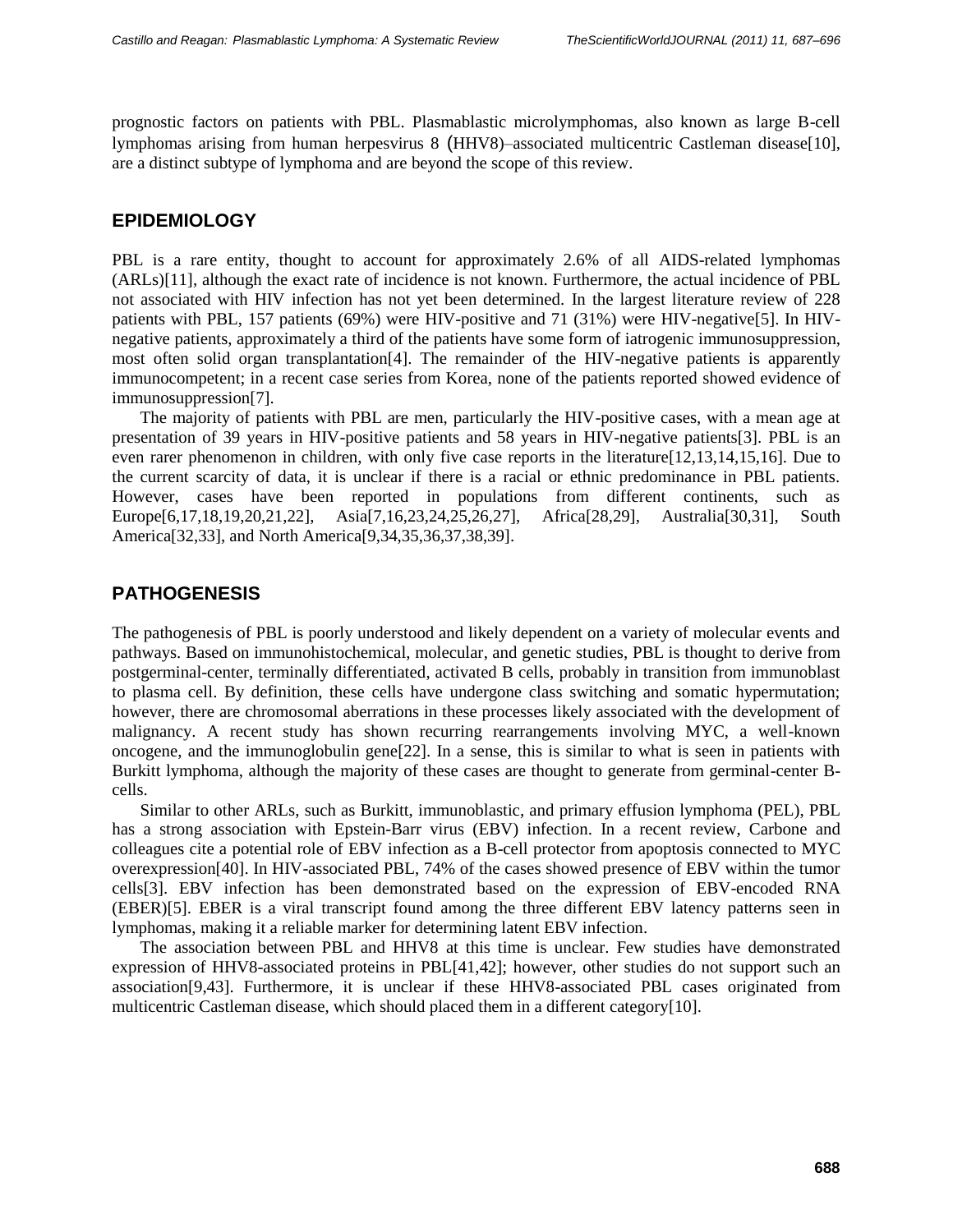prognostic factors on patients with PBL. Plasmablastic microlymphomas, also known as large B-cell lymphomas arising from human herpesvirus 8 (HHV8)–associated multicentric Castleman disease[10], are a distinct subtype of lymphoma and are beyond the scope of this review.

## EPIDEMIOLOGY

PBL is a rare entity, thought to account for approximately 2.6% of all AIDS-related lymphomas (ARLs)[11], although the exact rate of incidence is not known. Furthermore, the actual incidence of PBL not associated with HIV infection has not yet been determined. In the largest literature review of 228 patients with PBL, 157 patients (69%) were HIV-positive and 71 (31%) were HIV-negative[5]. In HIV-negative patients, approximately a third of the patients have some form of iatrogenic immunosuppression, most often solid organ transplantation[4]. The remainder of the HIV-negative patients is apparently immunocompetent; in a recent case series from Korea, none of the patients reported showed evidence of immunosuppression[7].

The majority of patients with PBL are men, particularly the HIV-positive cases, with a mean age at presentation of 39 years in HIV-positive patients and 58 years in HIV-negative patients[3]. PBL is an even rarer phenomenon in children, with only five case reports in the literature[12,13,14,15,16]. Due to the current scarcity of data, it is unclear if there is a racial or ethnic predominance in PBL patients. However, cases have been reported in populations from different continents, such as Europe[6,17,18,19,20,21,22], Asia[7,16,23,24,25,26,27], Africa[28,29], Australia[30,31], South America[32,33], and North America[9,34,35,36,37,38,39].

## PATHOGENESIS

The pathogenesis of PBL is poorly understood and likely dependent on a variety of molecular events and pathways. Based on immunohistochemical, molecular, and genetic studies, PBL is thought to derive from postgerminal-center, terminally differentiated, activated B cells, probably in transition from immunoblast to plasma cell. By definition, these cells have undergone class switching and somatic hypermutation; however, there are chromosomal aberrations in these processes likely associated with the development of malignancy. A recent study has shown recurring rearrangements involving MYC, a well-known oncogene, and the immunoglobulin gene[22]. In a sense, this is similar to what is seen in patients with Burkitt lymphoma, although the majority of these cases are thought to generate from germinal-center B-cells.

Similar to other ARLs, such as Burkitt, immunoblastic, and primary effusion lymphoma (PEL), PBL has a strong association with Epstein-Barr virus (EBV) infection. In a recent review, Carbone and colleagues cite a potential role of EBV infection as a B-cell protector from apoptosis connected to MYC overexpression[40]. In HIV-associated PBL, 74% of the cases showed presence of EBV within the tumor cells[3]. EBV infection has been demonstrated based on the expression of EBV-encoded RNA (EBER)[5]. EBER is a viral transcript found among the three different EBV latency patterns seen in lymphomas, making it a reliable marker for determining latent EBV infection.

The association between PBL and HHV8 at this time is unclear. Few studies have demonstrated expression of HHV8-associated proteins in PBL[41,42]; however, other studies do not support such an association[9,43]. Furthermore, it is unclear if these HHV8-associated PBL cases originated from multicentric Castleman disease, which should placed them in a different category[10].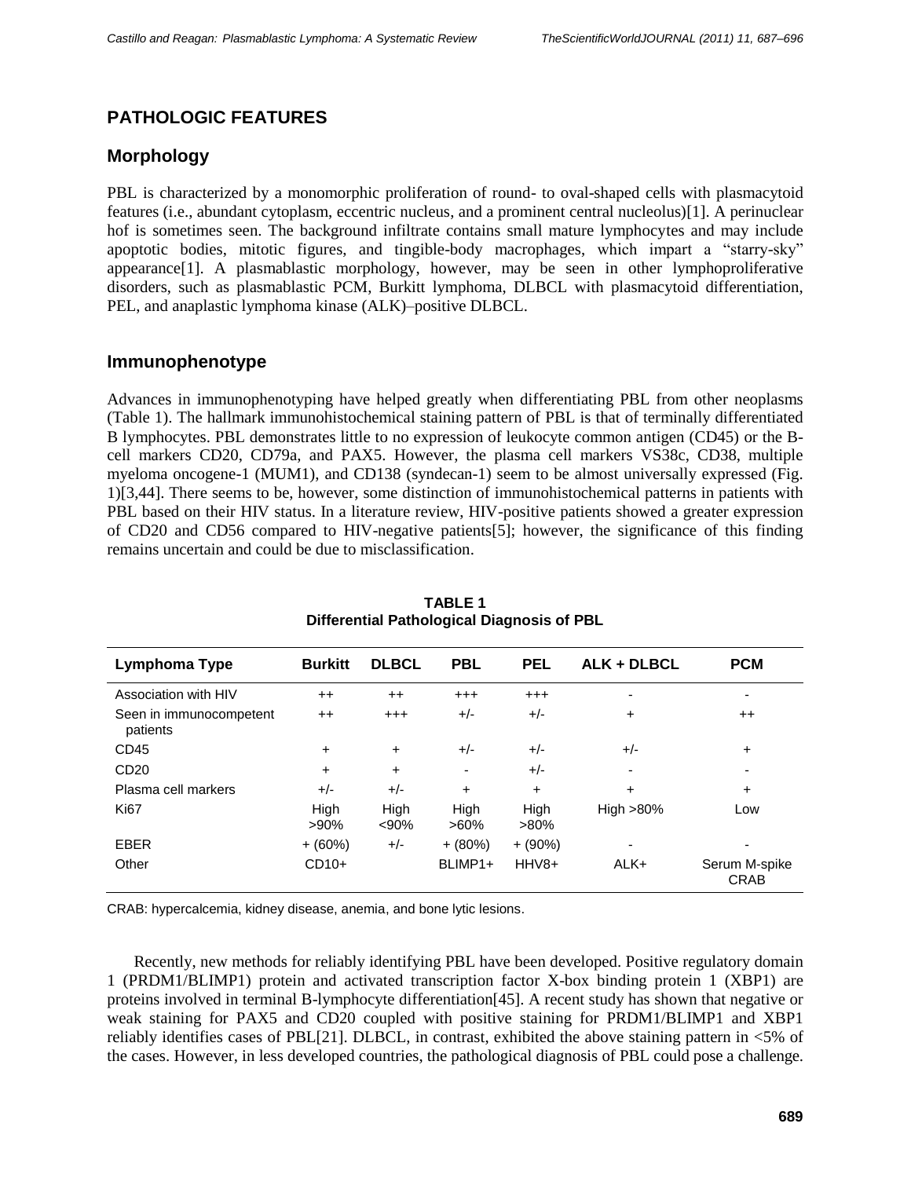## PATHOLOGIC FEATURES

### Morphology

PBL is characterized by a monomorphic proliferation of round- to oval-shaped cells with plasmacytoid features (i.e., abundant cytoplasm, eccentric nucleus, and a prominent central nucleolus)[1]. A perinuclear hof is sometimes seen. The background infiltrate contains small mature lymphocytes and may include apoptotic bodies, mitotic figures, and tingible-body macrophages, which impart a "starry-sky" appearance[1]. A plasmablastic morphology, however, may be seen in other lymphoproliferative disorders, such as plasmablastic PCM, Burkitt lymphoma, DLBCL with plasmacytoid differentiation, PEL, and anaplastic lymphoma kinase (ALK)–positive DLBCL.

### Immunophenotype

Advances in immunophenotyping have helped greatly when differentiating PBL from other neoplasms (Table 1). The hallmark immunohistochemical staining pattern of PBL is that of terminally differentiated B lymphocytes. PBL demonstrates little to no expression of leukocyte common antigen (CD45) or the B-cell markers CD20, CD79a, and PAX5. However, the plasma cell markers VS38c, CD38, multiple myeloma oncogene-1 (MUM1), and CD138 (syndecan-1) seem to be almost universally expressed (Fig. 1)[3,44]. There seems to be, however, some distinction of immunohistochemical patterns in patients with PBL based on their HIV status. In a literature review, HIV-positive patients showed a greater expression of CD20 and CD56 compared to HIV-negative patients[5]; however, the significance of this finding remains uncertain and could be due to misclassification.

**TABLE 1**
**Differential Pathological Diagnosis of PBL**

| Lymphoma Type | Burkitt | DLBCL | PBL | PEL | ALK + DLBCL | PCM |
|---|---|---|---|---|---|---|
| Association with HIV | ++ | ++ | +++ | +++ | - | - |
| Seen in immunocompetent patients | ++ | +++ | +/- | +/- | + | ++ |
| CD45 | + | + | +/- | +/- | +/- | + |
| CD20 | + | + | - | +/- | - | - |
| Plasma cell markers | +/- | +/- | + | + | + | + |
| Ki67 | High >90% | High <90% | High >60% | High >80% | High >80% | Low |
| EBER | + (60%) | +/- | + (80%) | + (90%) | - | - |
| Other | CD10+ | | BLIMP1+ | HHV8+ | ALK+ | Serum M-spike CRAB |

CRAB: hypercalcemia, kidney disease, anemia, and bone lytic lesions.

Recently, new methods for reliably identifying PBL have been developed. Positive regulatory domain 1 (PRDM1/BLIMP1) protein and activated transcription factor X-box binding protein 1 (XBP1) are proteins involved in terminal B-lymphocyte differentiation[45]. A recent study has shown that negative or weak staining for PAX5 and CD20 coupled with positive staining for PRDM1/BLIMP1 and XBP1 reliably identifies cases of PBL[21]. DLBCL, in contrast, exhibited the above staining pattern in <5% of the cases. However, in less developed countries, the pathological diagnosis of PBL could pose a challenge.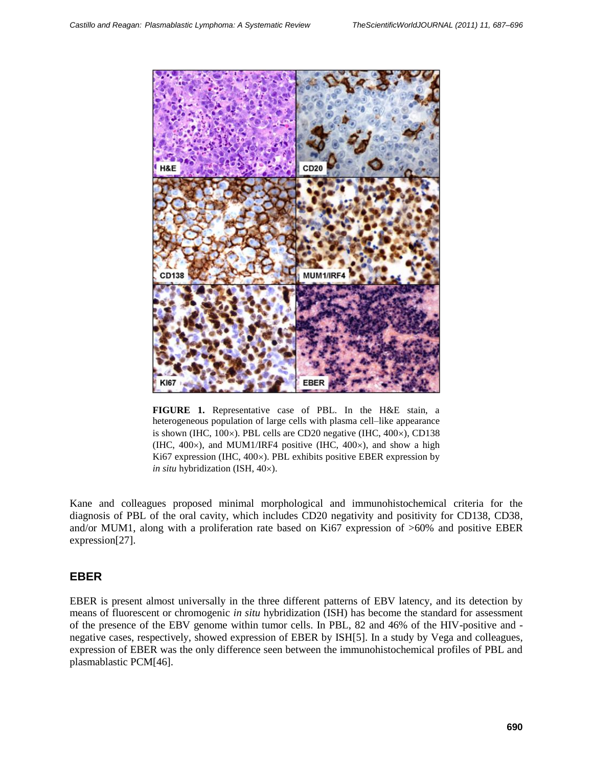**FIGURE 1.** Representative case of PBL. In the H&E stain, a heterogeneous population of large cells with plasma cell–like appearance is shown (IHC, 100×). PBL cells are CD20 negative (IHC, 400×), CD138 (IHC, 400×), and MUM1/IRF4 positive (IHC, 400×), and show a high Ki67 expression (IHC, 400×). PBL exhibits positive EBER expression by *in situ* hybridization (ISH, 40×).

Kane and colleagues proposed minimal morphological and immunohistochemical criteria for the diagnosis of PBL of the oral cavity, which includes CD20 negativity and positivity for CD138, CD38, and/or MUM1, along with a proliferation rate based on Ki67 expression of >60% and positive EBER expression[27].

## EBER

EBER is present almost universally in the three different patterns of EBV latency, and its detection by means of fluorescent or chromogenic *in situ* hybridization (ISH) has become the standard for assessment of the presence of the EBV genome within tumor cells. In PBL, 82 and 46% of the HIV-positive and -negative cases, respectively, showed expression of EBER by ISH[5]. In a study by Vega and colleagues, expression of EBER was the only difference seen between the immunohistochemical profiles of PBL and plasmablastic PCM[46].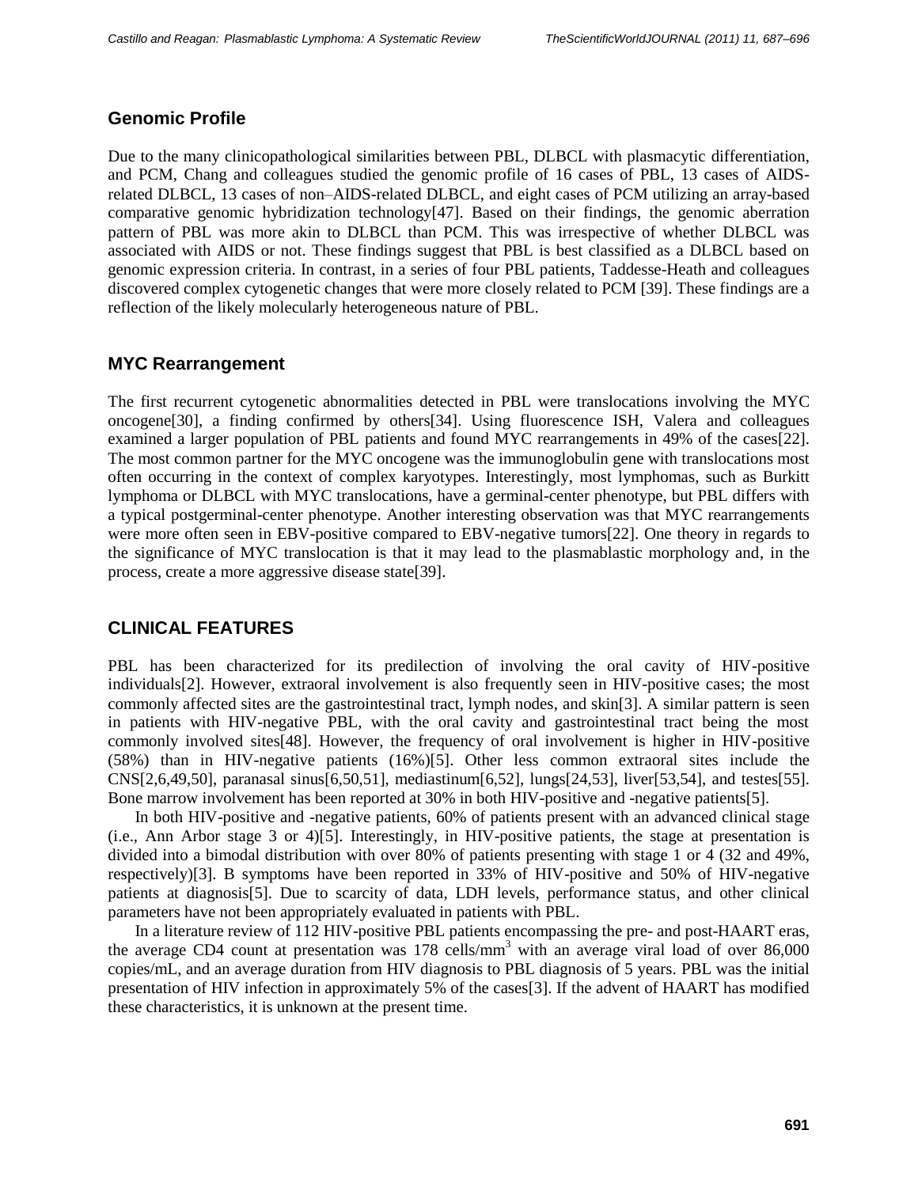## Genomic Profile

Due to the many clinicopathological similarities between PBL, DLBCL with plasmacytic differentiation, and PCM, Chang and colleagues studied the genomic profile of 16 cases of PBL, 13 cases of AIDS-related DLBCL, 13 cases of non–AIDS-related DLBCL, and eight cases of PCM utilizing an array-based comparative genomic hybridization technology[47]. Based on their findings, the genomic aberration pattern of PBL was more akin to DLBCL than PCM. This was irrespective of whether DLBCL was associated with AIDS or not. These findings suggest that PBL is best classified as a DLBCL based on genomic expression criteria. In contrast, in a series of four PBL patients, Taddesse-Heath and colleagues discovered complex cytogenetic changes that were more closely related to PCM [39]. These findings are a reflection of the likely molecularly heterogeneous nature of PBL.

## MYC Rearrangement

The first recurrent cytogenetic abnormalities detected in PBL were translocations involving the MYC oncogene[30], a finding confirmed by others[34]. Using fluorescence ISH, Valera and colleagues examined a larger population of PBL patients and found MYC rearrangements in 49% of the cases[22]. The most common partner for the MYC oncogene was the immunoglobulin gene with translocations most often occurring in the context of complex karyotypes. Interestingly, most lymphomas, such as Burkitt lymphoma or DLBCL with MYC translocations, have a germinal-center phenotype, but PBL differs with a typical postgerminal-center phenotype. Another interesting observation was that MYC rearrangements were more often seen in EBV-positive compared to EBV-negative tumors[22]. One theory in regards to the significance of MYC translocation is that it may lead to the plasmablastic morphology and, in the process, create a more aggressive disease state[39].

# CLINICAL FEATURES

PBL has been characterized for its predilection of involving the oral cavity of HIV-positive individuals[2]. However, extraoral involvement is also frequently seen in HIV-positive cases; the most commonly affected sites are the gastrointestinal tract, lymph nodes, and skin[3]. A similar pattern is seen in patients with HIV-negative PBL, with the oral cavity and gastrointestinal tract being the most commonly involved sites[48]. However, the frequency of oral involvement is higher in HIV-positive (58%) than in HIV-negative patients (16%)[5]. Other less common extraoral sites include the CNS[2,6,49,50], paranasal sinus[6,50,51], mediastinum[6,52], lungs[24,53], liver[53,54], and testes[55]. Bone marrow involvement has been reported at 30% in both HIV-positive and -negative patients[5].

In both HIV-positive and -negative patients, 60% of patients present with an advanced clinical stage (i.e., Ann Arbor stage 3 or 4)[5]. Interestingly, in HIV-positive patients, the stage at presentation is divided into a bimodal distribution with over 80% of patients presenting with stage 1 or 4 (32 and 49%, respectively)[3]. B symptoms have been reported in 33% of HIV-positive and 50% of HIV-negative patients at diagnosis[5]. Due to scarcity of data, LDH levels, performance status, and other clinical parameters have not been appropriately evaluated in patients with PBL.

In a literature review of 112 HIV-positive PBL patients encompassing the pre- and post-HAART eras, the average CD4 count at presentation was 178 cells/mm$^3$ with an average viral load of over 86,000 copies/mL, and an average duration from HIV diagnosis to PBL diagnosis of 5 years. PBL was the initial presentation of HIV infection in approximately 5% of the cases[3]. If the advent of HAART has modified these characteristics, it is unknown at the present time.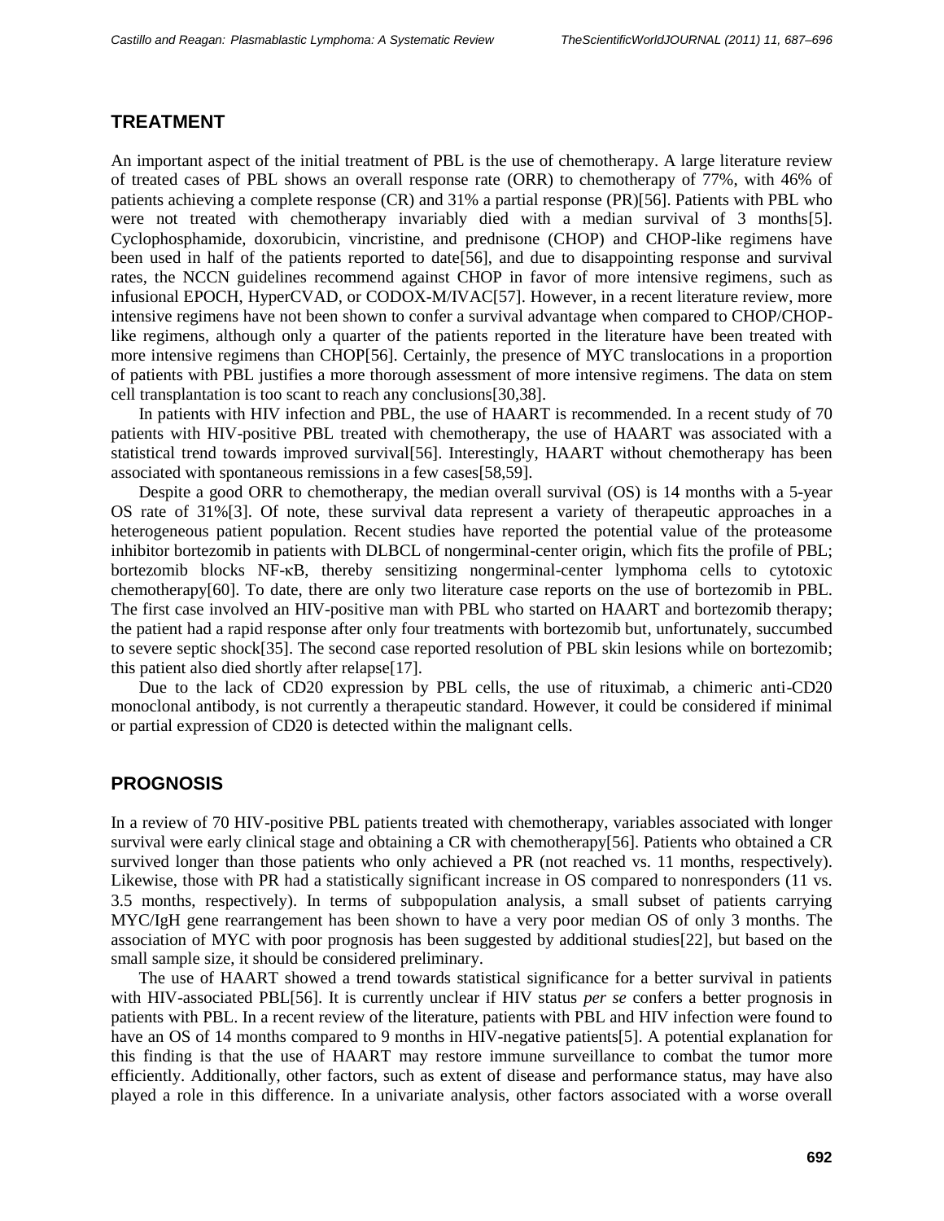## TREATMENT

An important aspect of the initial treatment of PBL is the use of chemotherapy. A large literature review of treated cases of PBL shows an overall response rate (ORR) to chemotherapy of 77%, with 46% of patients achieving a complete response (CR) and 31% a partial response (PR)[56]. Patients with PBL who were not treated with chemotherapy invariably died with a median survival of 3 months[5]. Cyclophosphamide, doxorubicin, vincristine, and prednisone (CHOP) and CHOP-like regimens have been used in half of the patients reported to date[56], and due to disappointing response and survival rates, the NCCN guidelines recommend against CHOP in favor of more intensive regimens, such as infusional EPOCH, HyperCVAD, or CODOX-M/IVAC[57]. However, in a recent literature review, more intensive regimens have not been shown to confer a survival advantage when compared to CHOP/CHOP-like regimens, although only a quarter of the patients reported in the literature have been treated with more intensive regimens than CHOP[56]. Certainly, the presence of MYC translocations in a proportion of patients with PBL justifies a more thorough assessment of more intensive regimens. The data on stem cell transplantation is too scant to reach any conclusions[30,38].

In patients with HIV infection and PBL, the use of HAART is recommended. In a recent study of 70 patients with HIV-positive PBL treated with chemotherapy, the use of HAART was associated with a statistical trend towards improved survival[56]. Interestingly, HAART without chemotherapy has been associated with spontaneous remissions in a few cases[58,59].

Despite a good ORR to chemotherapy, the median overall survival (OS) is 14 months with a 5-year OS rate of 31%[3]. Of note, these survival data represent a variety of therapeutic approaches in a heterogeneous patient population. Recent studies have reported the potential value of the proteasome inhibitor bortezomib in patients with DLBCL of nongerminal-center origin, which fits the profile of PBL; bortezomib blocks NF-κB, thereby sensitizing nongerminal-center lymphoma cells to cytotoxic chemotherapy[60]. To date, there are only two literature case reports on the use of bortezomib in PBL. The first case involved an HIV-positive man with PBL who started on HAART and bortezomib therapy; the patient had a rapid response after only four treatments with bortezomib but, unfortunately, succumbed to severe septic shock[35]. The second case reported resolution of PBL skin lesions while on bortezomib; this patient also died shortly after relapse[17].

Due to the lack of CD20 expression by PBL cells, the use of rituximab, a chimeric anti-CD20 monoclonal antibody, is not currently a therapeutic standard. However, it could be considered if minimal or partial expression of CD20 is detected within the malignant cells.

## PROGNOSIS

In a review of 70 HIV-positive PBL patients treated with chemotherapy, variables associated with longer survival were early clinical stage and obtaining a CR with chemotherapy[56]. Patients who obtained a CR survived longer than those patients who only achieved a PR (not reached vs. 11 months, respectively). Likewise, those with PR had a statistically significant increase in OS compared to nonresponders (11 vs. 3.5 months, respectively). In terms of subpopulation analysis, a small subset of patients carrying MYC/IgH gene rearrangement has been shown to have a very poor median OS of only 3 months. The association of MYC with poor prognosis has been suggested by additional studies[22], but based on the small sample size, it should be considered preliminary.

The use of HAART showed a trend towards statistical significance for a better survival in patients with HIV-associated PBL[56]. It is currently unclear if HIV status *per se* confers a better prognosis in patients with PBL. In a recent review of the literature, patients with PBL and HIV infection were found to have an OS of 14 months compared to 9 months in HIV-negative patients[5]. A potential explanation for this finding is that the use of HAART may restore immune surveillance to combat the tumor more efficiently. Additionally, other factors, such as extent of disease and performance status, may have also played a role in this difference. In a univariate analysis, other factors associated with a worse overall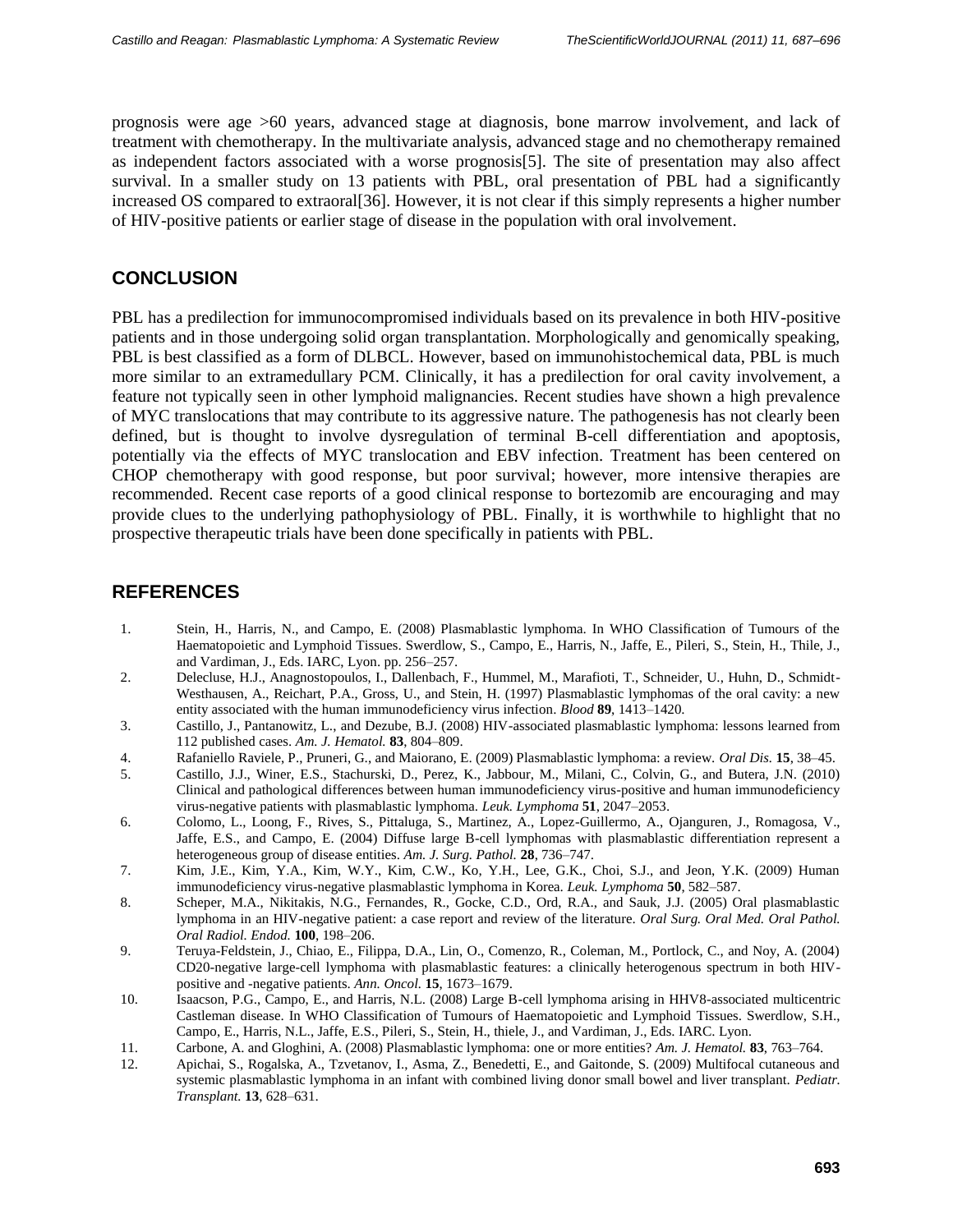prognosis were age >60 years, advanced stage at diagnosis, bone marrow involvement, and lack of treatment with chemotherapy. In the multivariate analysis, advanced stage and no chemotherapy remained as independent factors associated with a worse prognosis[5]. The site of presentation may also affect survival. In a smaller study on 13 patients with PBL, oral presentation of PBL had a significantly increased OS compared to extraoral[36]. However, it is not clear if this simply represents a higher number of HIV-positive patients or earlier stage of disease in the population with oral involvement.

## CONCLUSION

PBL has a predilection for immunocompromised individuals based on its prevalence in both HIV-positive patients and in those undergoing solid organ transplantation. Morphologically and genomically speaking, PBL is best classified as a form of DLBCL. However, based on immunohistochemical data, PBL is much more similar to an extramedullary PCM. Clinically, it has a predilection for oral cavity involvement, a feature not typically seen in other lymphoid malignancies. Recent studies have shown a high prevalence of MYC translocations that may contribute to its aggressive nature. The pathogenesis has not clearly been defined, but is thought to involve dysregulation of terminal B-cell differentiation and apoptosis, potentially via the effects of MYC translocation and EBV infection. Treatment has been centered on CHOP chemotherapy with good response, but poor survival; however, more intensive therapies are recommended. Recent case reports of a good clinical response to bortezomib are encouraging and may provide clues to the underlying pathophysiology of PBL. Finally, it is worthwhile to highlight that no prospective therapeutic trials have been done specifically in patients with PBL.

## REFERENCES

1. Stein, H., Harris, N., and Campo, E. (2008) Plasmablastic lymphoma. In WHO Classification of Tumours of the Haematopoietic and Lymphoid Tissues. Swerdlow, S., Campo, E., Harris, N., Jaffe, E., Pileri, S., Stein, H., Thile, J., and Vardiman, J., Eds. IARC, Lyon. pp. 256–257.
2. Delecluse, H.J., Anagnostopoulos, I., Dallenbach, F., Hummel, M., Marafioti, T., Schneider, U., Huhn, D., Schmidt-Westhausen, A., Reichart, P.A., Gross, U., and Stein, H. (1997) Plasmablastic lymphomas of the oral cavity: a new entity associated with the human immunodeficiency virus infection. *Blood* **89**, 1413–1420.
3. Castillo, J., Pantanowitz, L., and Dezube, B.J. (2008) HIV-associated plasmablastic lymphoma: lessons learned from 112 published cases. *Am. J. Hematol.* **83**, 804–809.
4. Rafaniello Raviele, P., Pruneri, G., and Maiorano, E. (2009) Plasmablastic lymphoma: a review. *Oral Dis.* **15**, 38–45.
5. Castillo, J.J., Winer, E.S., Stachurski, D., Perez, K., Jabbour, M., Milani, C., Colvin, G., and Butera, J.N. (2010) Clinical and pathological differences between human immunodeficiency virus-positive and human immunodeficiency virus-negative patients with plasmablastic lymphoma. *Leuk. Lymphoma* **51**, 2047–2053.
6. Colomo, L., Loong, F., Rives, S., Pittaluga, S., Martinez, A., Lopez-Guillermo, A., Ojanguren, J., Romagosa, V., Jaffe, E.S., and Campo, E. (2004) Diffuse large B-cell lymphomas with plasmablastic differentiation represent a heterogeneous group of disease entities. *Am. J. Surg. Pathol.* **28**, 736–747.
7. Kim, J.E., Kim, Y.A., Kim, W.Y., Kim, C.W., Ko, Y.H., Lee, G.K., Choi, S.J., and Jeon, Y.K. (2009) Human immunodeficiency virus-negative plasmablastic lymphoma in Korea. *Leuk. Lymphoma* **50**, 582–587.
8. Scheper, M.A., Nikitakis, N.G., Fernandes, R., Gocke, C.D., Ord, R.A., and Sauk, J.J. (2005) Oral plasmablastic lymphoma in an HIV-negative patient: a case report and review of the literature. *Oral Surg. Oral Med. Oral Pathol. Oral Radiol. Endod.* **100**, 198–206.
9. Teruya-Feldstein, J., Chiao, E., Filippa, D.A., Lin, O., Comenzo, R., Coleman, M., Portlock, C., and Noy, A. (2004) CD20-negative large-cell lymphoma with plasmablastic features: a clinically heterogenous spectrum in both HIV-positive and -negative patients. *Ann. Oncol.* **15**, 1673–1679.
10. Isaacson, P.G., Campo, E., and Harris, N.L. (2008) Large B-cell lymphoma arising in HHV8-associated multicentric Castleman disease. In WHO Classification of Tumours of Haematopoietic and Lymphoid Tissues. Swerdlow, S.H., Campo, E., Harris, N.L., Jaffe, E.S., Pileri, S., Stein, H., thiele, J., and Vardiman, J., Eds. IARC. Lyon.
11. Carbone, A. and Gloghini, A. (2008) Plasmablastic lymphoma: one or more entities? *Am. J. Hematol.* **83**, 763–764.
12. Apichai, S., Rogalska, A., Tzvetanov, I., Asma, Z., Benedetti, E., and Gaitonde, S. (2009) Multifocal cutaneous and systemic plasmablastic lymphoma in an infant with combined living donor small bowel and liver transplant. *Pediatr. Transplant.* **13**, 628–631.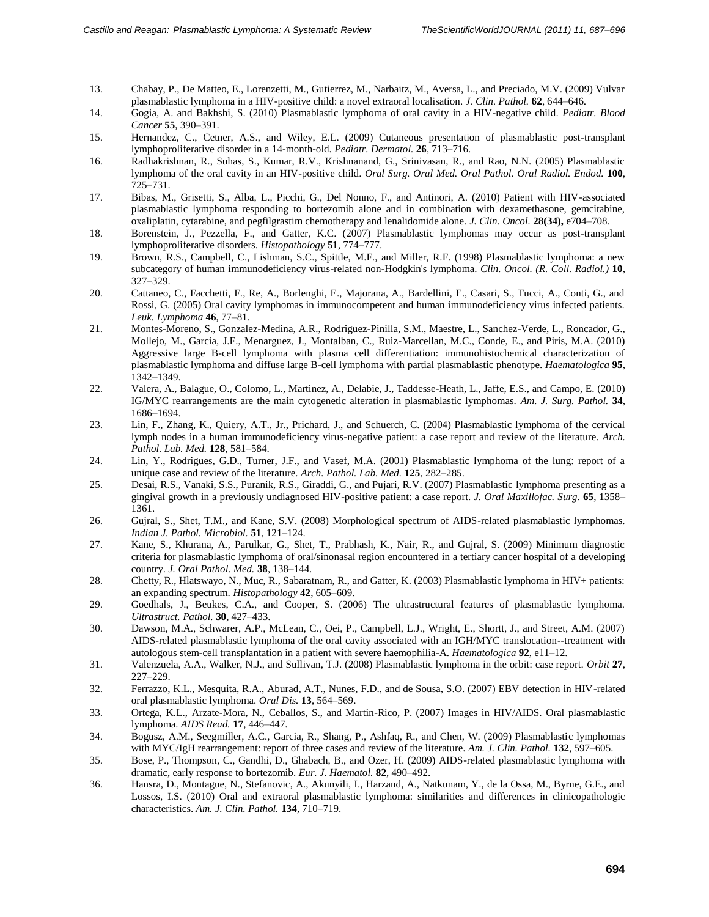13. Chabay, P., De Matteo, E., Lorenzetti, M., Gutierrez, M., Narbaitz, M., Aversa, L., and Preciado, M.V. (2009) Vulvar plasmablastic lymphoma in a HIV-positive child: a novel extraoral localisation. *J. Clin. Pathol.* **62**, 644–646.
14. Gogia, A. and Bakhshi, S. (2010) Plasmablastic lymphoma of oral cavity in a HIV-negative child. *Pediatr. Blood Cancer* **55**, 390–391.
15. Hernandez, C., Cetner, A.S., and Wiley, E.L. (2009) Cutaneous presentation of plasmablastic post-transplant lymphoproliferative disorder in a 14-month-old. *Pediatr. Dermatol.* **26**, 713–716.
16. Radhakrishnan, R., Suhas, S., Kumar, R.V., Krishnanand, G., Srinivasan, R., and Rao, N.N. (2005) Plasmablastic lymphoma of the oral cavity in an HIV-positive child. *Oral Surg. Oral Med. Oral Pathol. Oral Radiol. Endod.* **100**, 725–731.
17. Bibas, M., Grisetti, S., Alba, L., Picchi, G., Del Nonno, F., and Antinori, A. (2010) Patient with HIV-associated plasmablastic lymphoma responding to bortezomib alone and in combination with dexamethasone, gemcitabine, oxaliplatin, cytarabine, and pegfilgrastim chemotherapy and lenalidomide alone. *J. Clin. Oncol.* **28(34),** e704–708.
18. Borenstein, J., Pezzella, F., and Gatter, K.C. (2007) Plasmablastic lymphomas may occur as post-transplant lymphoproliferative disorders. *Histopathology* **51**, 774–777.
19. Brown, R.S., Campbell, C., Lishman, S.C., Spittle, M.F., and Miller, R.F. (1998) Plasmablastic lymphoma: a new subcategory of human immunodeficiency virus-related non-Hodgkin's lymphoma. *Clin. Oncol. (R. Coll. Radiol.)* **10**, 327–329.
20. Cattaneo, C., Facchetti, F., Re, A., Borlenghi, E., Majorana, A., Bardellini, E., Casari, S., Tucci, A., Conti, G., and Rossi, G. (2005) Oral cavity lymphomas in immunocompetent and human immunodeficiency virus infected patients. *Leuk. Lymphoma* **46**, 77–81.
21. Montes-Moreno, S., Gonzalez-Medina, A.R., Rodriguez-Pinilla, S.M., Maestre, L., Sanchez-Verde, L., Roncador, G., Mollejo, M., Garcia, J.F., Menarguez, J., Montalban, C., Ruiz-Marcellan, M.C., Conde, E., and Piris, M.A. (2010) Aggressive large B-cell lymphoma with plasma cell differentiation: immunohistochemical characterization of plasmablastic lymphoma and diffuse large B-cell lymphoma with partial plasmablastic phenotype. *Haematologica* **95**, 1342–1349.
22. Valera, A., Balague, O., Colomo, L., Martinez, A., Delabie, J., Taddesse-Heath, L., Jaffe, E.S., and Campo, E. (2010) IG/MYC rearrangements are the main cytogenetic alteration in plasmablastic lymphomas. *Am. J. Surg. Pathol.* **34**, 1686–1694.
23. Lin, F., Zhang, K., Quiery, A.T., Jr., Prichard, J., and Schuerch, C. (2004) Plasmablastic lymphoma of the cervical lymph nodes in a human immunodeficiency virus-negative patient: a case report and review of the literature. *Arch. Pathol. Lab. Med.* **128**, 581–584.
24. Lin, Y., Rodrigues, G.D., Turner, J.F., and Vasef, M.A. (2001) Plasmablastic lymphoma of the lung: report of a unique case and review of the literature. *Arch. Pathol. Lab. Med.* **125**, 282–285.
25. Desai, R.S., Vanaki, S.S., Puranik, R.S., Giraddi, G., and Pujari, R.V. (2007) Plasmablastic lymphoma presenting as a gingival growth in a previously undiagnosed HIV-positive patient: a case report. *J. Oral Maxillofac. Surg.* **65**, 1358–1361.
26. Gujral, S., Shet, T.M., and Kane, S.V. (2008) Morphological spectrum of AIDS-related plasmablastic lymphomas. *Indian J. Pathol. Microbiol.* **51**, 121–124.
27. Kane, S., Khurana, A., Parulkar, G., Shet, T., Prabhash, K., Nair, R., and Gujral, S. (2009) Minimum diagnostic criteria for plasmablastic lymphoma of oral/sinonasal region encountered in a tertiary cancer hospital of a developing country. *J. Oral Pathol. Med.* **38**, 138–144.
28. Chetty, R., Hlatswayo, N., Muc, R., Sabaratnam, R., and Gatter, K. (2003) Plasmablastic lymphoma in HIV+ patients: an expanding spectrum. *Histopathology* **42**, 605–609.
29. Goedhals, J., Beukes, C.A., and Cooper, S. (2006) The ultrastructural features of plasmablastic lymphoma. *Ultrastruct. Pathol.* **30**, 427–433.
30. Dawson, M.A., Schwarer, A.P., McLean, C., Oei, P., Campbell, L.J., Wright, E., Shortt, J., and Street, A.M. (2007) AIDS-related plasmablastic lymphoma of the oral cavity associated with an IGH/MYC translocation--treatment with autologous stem-cell transplantation in a patient with severe haemophilia-A. *Haematologica* **92**, e11–12.
31. Valenzuela, A.A., Walker, N.J., and Sullivan, T.J. (2008) Plasmablastic lymphoma in the orbit: case report. *Orbit* **27**, 227–229.
32. Ferrazzo, K.L., Mesquita, R.A., Aburad, A.T., Nunes, F.D., and de Sousa, S.O. (2007) EBV detection in HIV-related oral plasmablastic lymphoma. *Oral Dis.* **13**, 564–569.
33. Ortega, K.L., Arzate-Mora, N., Ceballos, S., and Martin-Rico, P. (2007) Images in HIV/AIDS. Oral plasmablastic lymphoma. *AIDS Read.* **17**, 446–447.
34. Bogusz, A.M., Seegmiller, A.C., Garcia, R., Shang, P., Ashfaq, R., and Chen, W. (2009) Plasmablastic lymphomas with MYC/IgH rearrangement: report of three cases and review of the literature. *Am. J. Clin. Pathol.* **132**, 597–605.
35. Bose, P., Thompson, C., Gandhi, D., Ghabach, B., and Ozer, H. (2009) AIDS-related plasmablastic lymphoma with dramatic, early response to bortezomib. *Eur. J. Haematol.* **82**, 490–492.
36. Hansra, D., Montague, N., Stefanovic, A., Akunyili, I., Harzand, A., Natkunam, Y., de la Ossa, M., Byrne, G.E., and Lossos, I.S. (2010) Oral and extraoral plasmablastic lymphoma: similarities and differences in clinicopathologic characteristics. *Am. J. Clin. Pathol.* **134**, 710–719.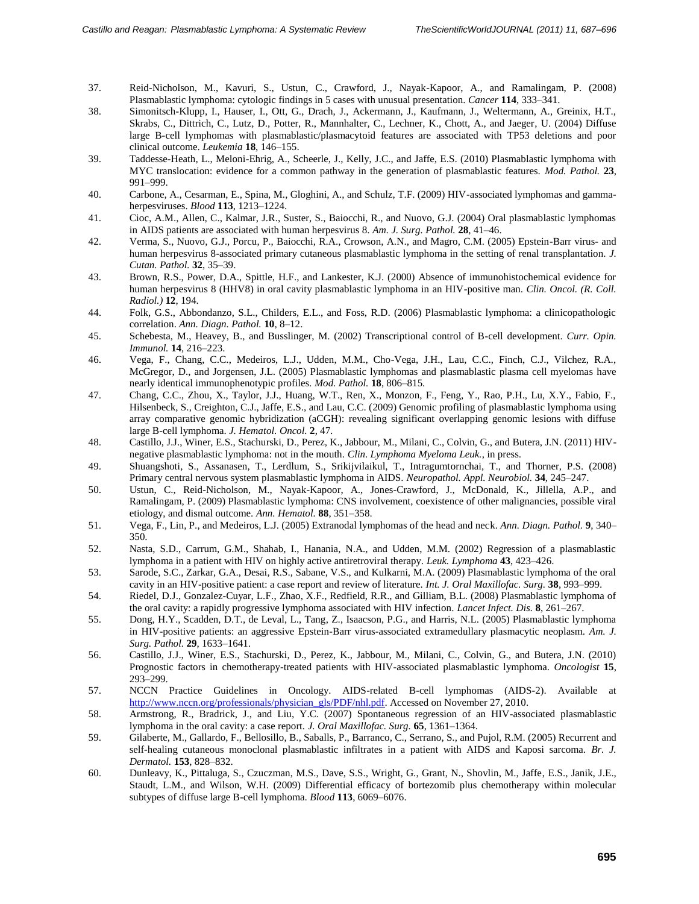37. Reid-Nicholson, M., Kavuri, S., Ustun, C., Crawford, J., Nayak-Kapoor, A., and Ramalingam, P. (2008) Plasmablastic lymphoma: cytologic findings in 5 cases with unusual presentation. *Cancer* **114**, 333–341.
38. Simonitsch-Klupp, I., Hauser, I., Ott, G., Drach, J., Ackermann, J., Kaufmann, J., Weltermann, A., Greinix, H.T., Skrabs, C., Dittrich, C., Lutz, D., Potter, R., Mannhalter, C., Lechner, K., Chott, A., and Jaeger, U. (2004) Diffuse large B-cell lymphomas with plasmablastic/plasmacytoid features are associated with TP53 deletions and poor clinical outcome. *Leukemia* **18**, 146–155.
39. Taddesse-Heath, L., Meloni-Ehrig, A., Scheerle, J., Kelly, J.C., and Jaffe, E.S. (2010) Plasmablastic lymphoma with MYC translocation: evidence for a common pathway in the generation of plasmablastic features. *Mod. Pathol.* **23**, 991–999.
40. Carbone, A., Cesarman, E., Spina, M., Gloghini, A., and Schulz, T.F. (2009) HIV-associated lymphomas and gamma-herpesviruses. *Blood* **113**, 1213–1224.
41. Cioc, A.M., Allen, C., Kalmar, J.R., Suster, S., Baiocchi, R., and Nuovo, G.J. (2004) Oral plasmablastic lymphomas in AIDS patients are associated with human herpesvirus 8. *Am. J. Surg. Pathol.* **28**, 41–46.
42. Verma, S., Nuovo, G.J., Porcu, P., Baiocchi, R.A., Crowson, A.N., and Magro, C.M. (2005) Epstein-Barr virus- and human herpesvirus 8-associated primary cutaneous plasmablastic lymphoma in the setting of renal transplantation. *J. Cutan. Pathol.* **32**, 35–39.
43. Brown, R.S., Power, D.A., Spittle, H.F., and Lankester, K.J. (2000) Absence of immunohistochemical evidence for human herpesvirus 8 (HHV8) in oral cavity plasmablastic lymphoma in an HIV-positive man. *Clin. Oncol. (R. Coll. Radiol.)* **12**, 194.
44. Folk, G.S., Abbondanzo, S.L., Childers, E.L., and Foss, R.D. (2006) Plasmablastic lymphoma: a clinicopathologic correlation. *Ann. Diagn. Pathol.* **10**, 8–12.
45. Schebesta, M., Heavey, B., and Busslinger, M. (2002) Transcriptional control of B-cell development. *Curr. Opin. Immunol.* **14**, 216–223.
46. Vega, F., Chang, C.C., Medeiros, L.J., Udden, M.M., Cho-Vega, J.H., Lau, C.C., Finch, C.J., Vilchez, R.A., McGregor, D., and Jorgensen, J.L. (2005) Plasmablastic lymphomas and plasmablastic plasma cell myelomas have nearly identical immunophenotypic profiles. *Mod. Pathol.* **18**, 806–815.
47. Chang, C.C., Zhou, X., Taylor, J.J., Huang, W.T., Ren, X., Monzon, F., Feng, Y., Rao, P.H., Lu, X.Y., Fabio, F., Hilsenbeck, S., Creighton, C.J., Jaffe, E.S., and Lau, C.C. (2009) Genomic profiling of plasmablastic lymphoma using array comparative genomic hybridization (aCGH): revealing significant overlapping genomic lesions with diffuse large B-cell lymphoma. *J. Hematol. Oncol.* **2**, 47.
48. Castillo, J.J., Winer, E.S., Stachurski, D., Perez, K., Jabbour, M., Milani, C., Colvin, G., and Butera, J.N. (2011) HIV-negative plasmablastic lymphoma: not in the mouth. *Clin. Lymphoma Myeloma Leuk.*, in press.
49. Shuangshoti, S., Assanasen, T., Lerdlum, S., Srikijvilaikul, T., Intragumtornchai, T., and Thorner, P.S. (2008) Primary central nervous system plasmablastic lymphoma in AIDS. *Neuropathol. Appl. Neurobiol.* **34**, 245–247.
50. Ustun, C., Reid-Nicholson, M., Nayak-Kapoor, A., Jones-Crawford, J., McDonald, K., Jillella, A.P., and Ramalingam, P. (2009) Plasmablastic lymphoma: CNS involvement, coexistence of other malignancies, possible viral etiology, and dismal outcome. *Ann. Hematol.* **88**, 351–358.
51. Vega, F., Lin, P., and Medeiros, L.J. (2005) Extranodal lymphomas of the head and neck. *Ann. Diagn. Pathol.* **9**, 340–350.
52. Nasta, S.D., Carrum, G.M., Shahab, I., Hanania, N.A., and Udden, M.M. (2002) Regression of a plasmablastic lymphoma in a patient with HIV on highly active antiretroviral therapy. *Leuk. Lymphoma* **43**, 423–426.
53. Sarode, S.C., Zarkar, G.A., Desai, R.S., Sabane, V.S., and Kulkarni, M.A. (2009) Plasmablastic lymphoma of the oral cavity in an HIV-positive patient: a case report and review of literature. *Int. J. Oral Maxillofac. Surg.* **38**, 993–999.
54. Riedel, D.J., Gonzalez-Cuyar, L.F., Zhao, X.F., Redfield, R.R., and Gilliam, B.L. (2008) Plasmablastic lymphoma of the oral cavity: a rapidly progressive lymphoma associated with HIV infection. *Lancet Infect. Dis.* **8**, 261–267.
55. Dong, H.Y., Scadden, D.T., de Leval, L., Tang, Z., Isaacson, P.G., and Harris, N.L. (2005) Plasmablastic lymphoma in HIV-positive patients: an aggressive Epstein-Barr virus-associated extramedullary plasmacytic neoplasm. *Am. J. Surg. Pathol.* **29**, 1633–1641.
56. Castillo, J.J., Winer, E.S., Stachurski, D., Perez, K., Jabbour, M., Milani, C., Colvin, G., and Butera, J.N. (2010) Prognostic factors in chemotherapy-treated patients with HIV-associated plasmablastic lymphoma. *Oncologist* **15**, 293–299.
57. NCCN Practice Guidelines in Oncology. AIDS-related B-cell lymphomas (AIDS-2). Available at http://www.nccn.org/professionals/physician_gls/PDF/nhl.pdf. Accessed on November 27, 2010.
58. Armstrong, R., Bradrick, J., and Liu, Y.C. (2007) Spontaneous regression of an HIV-associated plasmablastic lymphoma in the oral cavity: a case report. *J. Oral Maxillofac. Surg.* **65**, 1361–1364.
59. Gilaberte, M., Gallardo, F., Bellosillo, B., Saballs, P., Barranco, C., Serrano, S., and Pujol, R.M. (2005) Recurrent and self-healing cutaneous monoclonal plasmablastic infiltrates in a patient with AIDS and Kaposi sarcoma. *Br. J. Dermatol.* **153**, 828–832.
60. Dunleavy, K., Pittaluga, S., Czuczman, M.S., Dave, S.S., Wright, G., Grant, N., Shovlin, M., Jaffe, E.S., Janik, J.E., Staudt, L.M., and Wilson, W.H. (2009) Differential efficacy of bortezomib plus chemotherapy within molecular subtypes of diffuse large B-cell lymphoma. *Blood* **113**, 6069–6076.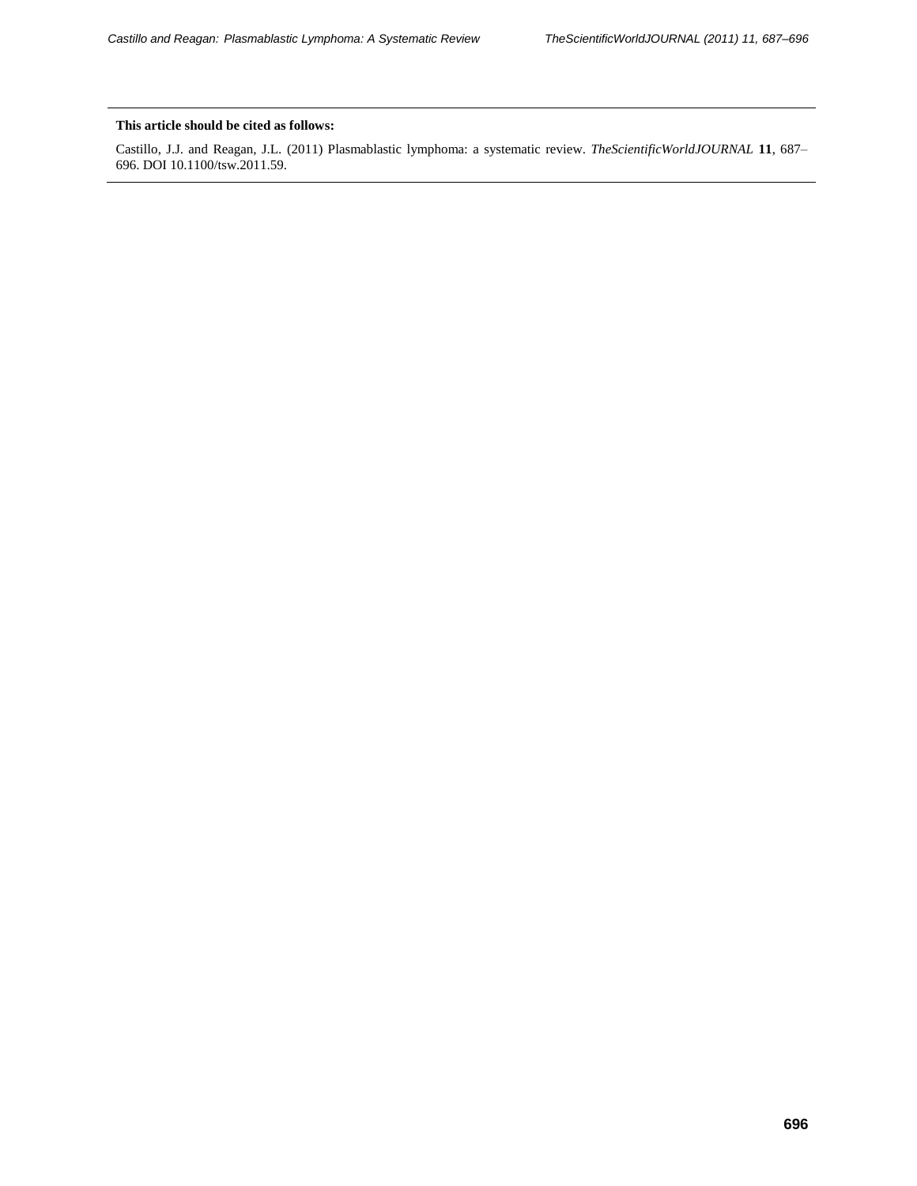**This article should be cited as follows:**

Castillo, J.J. and Reagan, J.L. (2011) Plasmablastic lymphoma: a systematic review. *TheScientificWorldJOURNAL* **11**, 687–696. DOI 10.1100/tsw.2011.59.